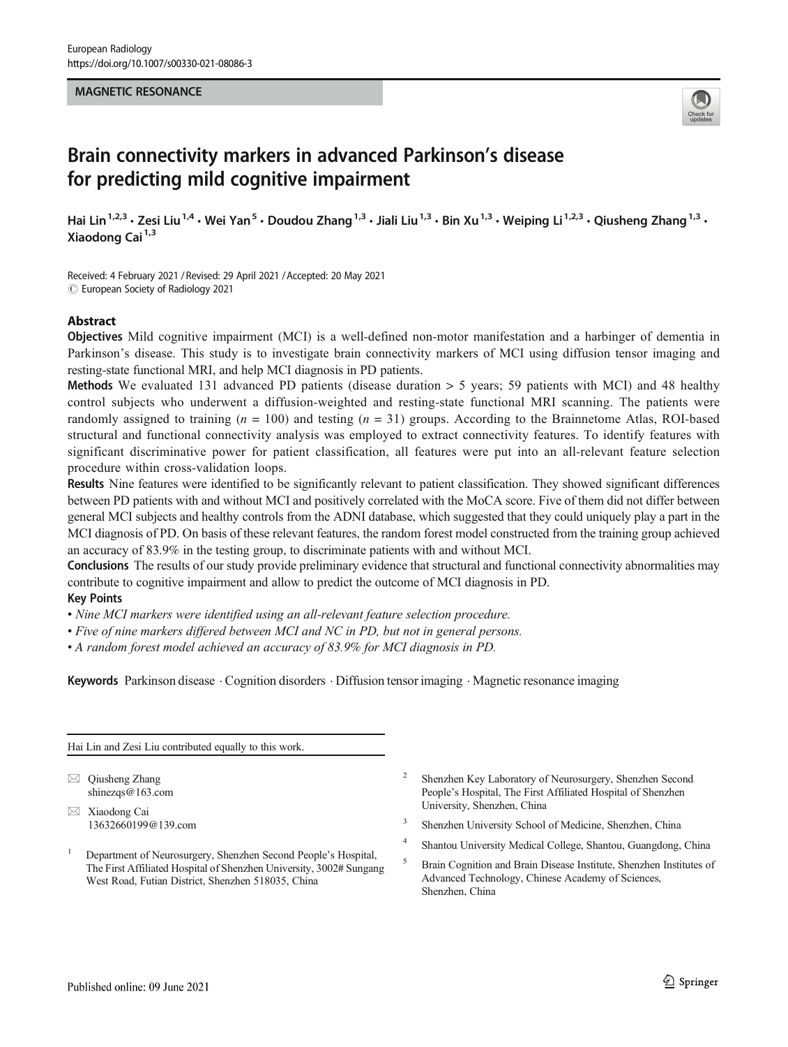MAGNETIC RESONANCE

# Brain connectivity markers in advanced Parkinson's disease for predicting mild cognitive impairment

Hai Lin[1,2,3] · Zesi Liu[1,4] · Wei Yan[5] · Doudou Zhang[1,3] · Jiali Liu[1,3] · Bin Xu[1,3] · Weiping Li[1,2,3] · Qiusheng Zhang[1,3] · Xiaodong Cai[1,3]

Received: 4 February 2021 / Revised: 29 April 2021 / Accepted: 20 May 2021
© European Society of Radiology 2021

## Abstract

**Objectives** Mild cognitive impairment (MCI) is a well-defined non-motor manifestation and a harbinger of dementia in Parkinson's disease. This study is to investigate brain connectivity markers of MCI using diffusion tensor imaging and resting-state functional MRI, and help MCI diagnosis in PD patients.

**Methods** We evaluated 131 advanced PD patients (disease duration > 5 years; 59 patients with MCI) and 48 healthy control subjects who underwent a diffusion-weighted and resting-state functional MRI scanning. The patients were randomly assigned to training ($n$ = 100) and testing ($n$ = 31) groups. According to the Brainnetome Atlas, ROI-based structural and functional connectivity analysis was employed to extract connectivity features. To identify features with significant discriminative power for patient classification, all features were put into an all-relevant feature selection procedure within cross-validation loops.

**Results** Nine features were identified to be significantly relevant to patient classification. They showed significant differences between PD patients with and without MCI and positively correlated with the MoCA score. Five of them did not differ between general MCI subjects and healthy controls from the ADNI database, which suggested that they could uniquely play a part in the MCI diagnosis of PD. On basis of these relevant features, the random forest model constructed from the training group achieved an accuracy of 83.9% in the testing group, to discriminate patients with and without MCI.

**Conclusions** The results of our study provide preliminary evidence that structural and functional connectivity abnormalities may contribute to cognitive impairment and allow to predict the outcome of MCI diagnosis in PD.

**Key Points**

- *Nine MCI markers were identified using an all-relevant feature selection procedure.*
- *Five of nine markers differed between MCI and NC in PD, but not in general persons.*
- *A random forest model achieved an accuracy of 83.9% for MCI diagnosis in PD.*

**Keywords** Parkinson disease · Cognition disorders · Diffusion tensor imaging · Magnetic resonance imaging

---

Hai Lin and Zesi Liu contributed equally to this work.

✉ Qiusheng Zhang
shinezqs@163.com

✉ Xiaodong Cai
13632660199@139.com

[1] Department of Neurosurgery, Shenzhen Second People's Hospital, The First Affiliated Hospital of Shenzhen University, 3002# Sungang West Road, Futian District, Shenzhen 518035, China

[2] Shenzhen Key Laboratory of Neurosurgery, Shenzhen Second People's Hospital, The First Affiliated Hospital of Shenzhen University, Shenzhen, China

[3] Shenzhen University School of Medicine, Shenzhen, China

[4] Shantou University Medical College, Shantou, Guangdong, China

[5] Brain Cognition and Brain Disease Institute, Shenzhen Institutes of Advanced Technology, Chinese Academy of Sciences, Shenzhen, China

Published online: 09 June 2021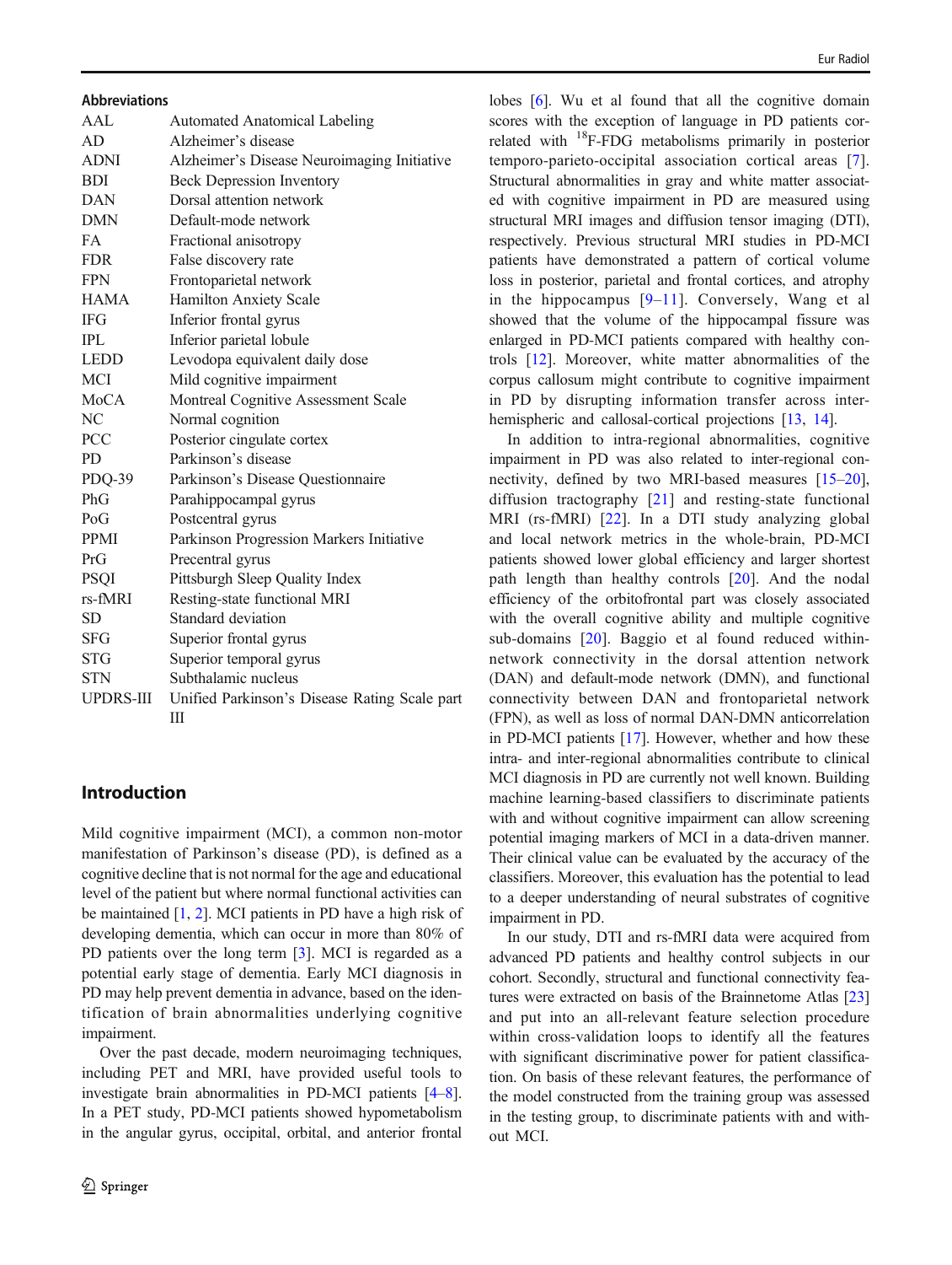**Abbreviations**

| | |
|---|---|
| AAL | Automated Anatomical Labeling |
| AD | Alzheimer's disease |
| ADNI | Alzheimer's Disease Neuroimaging Initiative |
| BDI | Beck Depression Inventory |
| DAN | Dorsal attention network |
| DMN | Default-mode network |
| FA | Fractional anisotropy |
| FDR | False discovery rate |
| FPN | Frontoparietal network |
| HAMA | Hamilton Anxiety Scale |
| IFG | Inferior frontal gyrus |
| IPL | Inferior parietal lobule |
| LEDD | Levodopa equivalent daily dose |
| MCI | Mild cognitive impairment |
| MoCA | Montreal Cognitive Assessment Scale |
| NC | Normal cognition |
| PCC | Posterior cingulate cortex |
| PD | Parkinson's disease |
| PDQ-39 | Parkinson's Disease Questionnaire |
| PhG | Parahippocampal gyrus |
| PoG | Postcentral gyrus |
| PPMI | Parkinson Progression Markers Initiative |
| PrG | Precentral gyrus |
| PSQI | Pittsburgh Sleep Quality Index |
| rs-fMRI | Resting-state functional MRI |
| SD | Standard deviation |
| SFG | Superior frontal gyrus |
| STG | Superior temporal gyrus |
| STN | Subthalamic nucleus |
| UPDRS-III | Unified Parkinson's Disease Rating Scale part III |

## Introduction

Mild cognitive impairment (MCI), a common non-motor manifestation of Parkinson's disease (PD), is defined as a cognitive decline that is not normal for the age and educational level of the patient but where normal functional activities can be maintained [1, 2]. MCI patients in PD have a high risk of developing dementia, which can occur in more than 80% of PD patients over the long term [3]. MCI is regarded as a potential early stage of dementia. Early MCI diagnosis in PD may help prevent dementia in advance, based on the identification of brain abnormalities underlying cognitive impairment.

Over the past decade, modern neuroimaging techniques, including PET and MRI, have provided useful tools to investigate brain abnormalities in PD-MCI patients [4–8]. In a PET study, PD-MCI patients showed hypometabolism in the angular gyrus, occipital, orbital, and anterior frontal lobes [6]. Wu et al found that all the cognitive domain scores with the exception of language in PD patients correlated with $^{18}$F-FDG metabolisms primarily in posterior temporo-parieto-occipital association cortical areas [7]. Structural abnormalities in gray and white matter associated with cognitive impairment in PD are measured using structural MRI images and diffusion tensor imaging (DTI), respectively. Previous structural MRI studies in PD-MCI patients have demonstrated a pattern of cortical volume loss in posterior, parietal and frontal cortices, and atrophy in the hippocampus [9–11]. Conversely, Wang et al showed that the volume of the hippocampal fissure was enlarged in PD-MCI patients compared with healthy controls [12]. Moreover, white matter abnormalities of the corpus callosum might contribute to cognitive impairment in PD by disrupting information transfer across inter-hemispheric and callosal-cortical projections [13, 14].

In addition to intra-regional abnormalities, cognitive impairment in PD was also related to inter-regional connectivity, defined by two MRI-based measures [15–20], diffusion tractography [21] and resting-state functional MRI (rs-fMRI) [22]. In a DTI study analyzing global and local network metrics in the whole-brain, PD-MCI patients showed lower global efficiency and larger shortest path length than healthy controls [20]. And the nodal efficiency of the orbitofrontal part was closely associated with the overall cognitive ability and multiple cognitive sub-domains [20]. Baggio et al found reduced within-network connectivity in the dorsal attention network (DAN) and default-mode network (DMN), and functional connectivity between DAN and frontoparietal network (FPN), as well as loss of normal DAN-DMN anticorrelation in PD-MCI patients [17]. However, whether and how these intra- and inter-regional abnormalities contribute to clinical MCI diagnosis in PD are currently not well known. Building machine learning-based classifiers to discriminate patients with and without cognitive impairment can allow screening potential imaging markers of MCI in a data-driven manner. Their clinical value can be evaluated by the accuracy of the classifiers. Moreover, this evaluation has the potential to lead to a deeper understanding of neural substrates of cognitive impairment in PD.

In our study, DTI and rs-fMRI data were acquired from advanced PD patients and healthy control subjects in our cohort. Secondly, structural and functional connectivity features were extracted on basis of the Brainnetome Atlas [23] and put into an all-relevant feature selection procedure within cross-validation loops to identify all the features with significant discriminative power for patient classification. On basis of these relevant features, the performance of the model constructed from the training group was assessed in the testing group, to discriminate patients with and without MCI.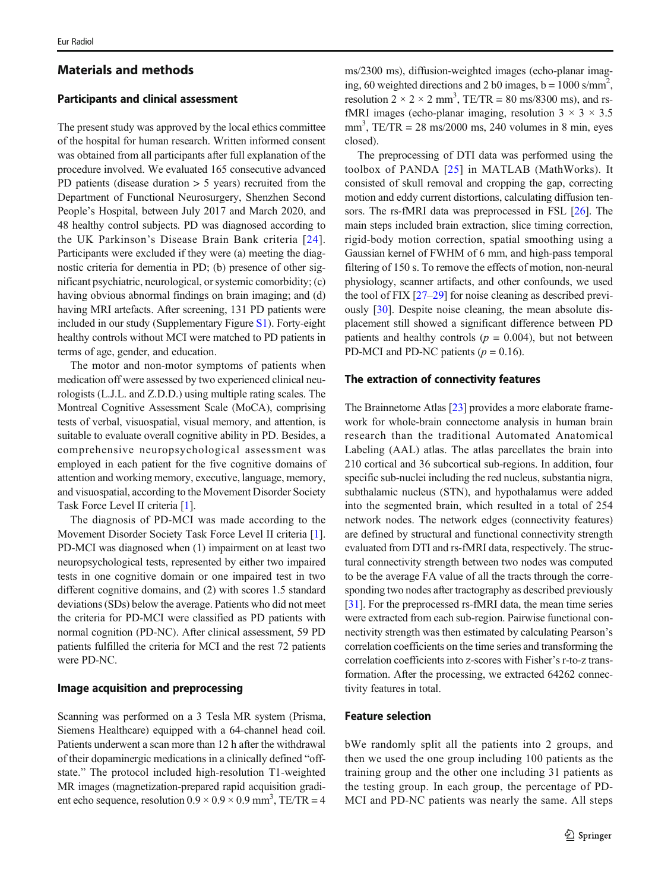## Materials and methods

### Participants and clinical assessment

The present study was approved by the local ethics committee of the hospital for human research. Written informed consent was obtained from all participants after full explanation of the procedure involved. We evaluated 165 consecutive advanced PD patients (disease duration > 5 years) recruited from the Department of Functional Neurosurgery, Shenzhen Second People's Hospital, between July 2017 and March 2020, and 48 healthy control subjects. PD was diagnosed according to the UK Parkinson's Disease Brain Bank criteria [24]. Participants were excluded if they were (a) meeting the diagnostic criteria for dementia in PD; (b) presence of other significant psychiatric, neurological, or systemic comorbidity; (c) having obvious abnormal findings on brain imaging; and (d) having MRI artefacts. After screening, 131 PD patients were included in our study (Supplementary Figure S1). Forty-eight healthy controls without MCI were matched to PD patients in terms of age, gender, and education.

The motor and non-motor symptoms of patients when medication off were assessed by two experienced clinical neurologists (L.J.L. and Z.D.D.) using multiple rating scales. The Montreal Cognitive Assessment Scale (MoCA), comprising tests of verbal, visuospatial, visual memory, and attention, is suitable to evaluate overall cognitive ability in PD. Besides, a comprehensive neuropsychological assessment was employed in each patient for the five cognitive domains of attention and working memory, executive, language, memory, and visuospatial, according to the Movement Disorder Society Task Force Level II criteria [1].

The diagnosis of PD-MCI was made according to the Movement Disorder Society Task Force Level II criteria [1]. PD-MCI was diagnosed when (1) impairment on at least two neuropsychological tests, represented by either two impaired tests in one cognitive domain or one impaired test in two different cognitive domains, and (2) with scores 1.5 standard deviations (SDs) below the average. Patients who did not meet the criteria for PD-MCI were classified as PD patients with normal cognition (PD-NC). After clinical assessment, 59 PD patients fulfilled the criteria for MCI and the rest 72 patients were PD-NC.

### Image acquisition and preprocessing

Scanning was performed on a 3 Tesla MR system (Prisma, Siemens Healthcare) equipped with a 64-channel head coil. Patients underwent a scan more than 12 h after the withdrawal of their dopaminergic medications in a clinically defined "off-state." The protocol included high-resolution T1-weighted MR images (magnetization-prepared rapid acquisition gradient echo sequence, resolution $0.9 \times 0.9 \times 0.9$ mm$^3$, TE/TR = 4 ms/2300 ms), diffusion-weighted images (echo-planar imaging, 60 weighted directions and 2 b0 images, b = 1000 s/mm$^2$, resolution $2 \times 2 \times 2$ mm$^3$, TE/TR = 80 ms/8300 ms), and rs-fMRI images (echo-planar imaging, resolution $3 \times 3 \times 3.5$ mm$^3$, TE/TR = 28 ms/2000 ms, 240 volumes in 8 min, eyes closed).

The preprocessing of DTI data was performed using the toolbox of PANDA [25] in MATLAB (MathWorks). It consisted of skull removal and cropping the gap, correcting motion and eddy current distortions, calculating diffusion tensors. The rs-fMRI data was preprocessed in FSL [26]. The main steps included brain extraction, slice timing correction, rigid-body motion correction, spatial smoothing using a Gaussian kernel of FWHM of 6 mm, and high-pass temporal filtering of 150 s. To remove the effects of motion, non-neural physiology, scanner artifacts, and other confounds, we used the tool of FIX [27–29] for noise cleaning as described previously [30]. Despite noise cleaning, the mean absolute displacement still showed a significant difference between PD patients and healthy controls ($p$ = 0.004), but not between PD-MCI and PD-NC patients ($p$ = 0.16).

### The extraction of connectivity features

The Brainnetome Atlas [23] provides a more elaborate framework for whole-brain connectome analysis in human brain research than the traditional Automated Anatomical Labeling (AAL) atlas. The atlas parcellates the brain into 210 cortical and 36 subcortical sub-regions. In addition, four specific sub-nuclei including the red nucleus, substantia nigra, subthalamic nucleus (STN), and hypothalamus were added into the segmented brain, which resulted in a total of 254 network nodes. The network edges (connectivity features) are defined by structural and functional connectivity strength evaluated from DTI and rs-fMRI data, respectively. The structural connectivity strength between two nodes was computed to be the average FA value of all the tracts through the corresponding two nodes after tractography as described previously [31]. For the preprocessed rs-fMRI data, the mean time series were extracted from each sub-region. Pairwise functional connectivity strength was then estimated by calculating Pearson's correlation coefficients on the time series and transforming the correlation coefficients into z-scores with Fisher's r-to-z transformation. After the processing, we extracted 64262 connectivity features in total.

### Feature selection

bWe randomly split all the patients into 2 groups, and then we used the one group including 100 patients as the training group and the other one including 31 patients as the testing group. In each group, the percentage of PD-MCI and PD-NC patients was nearly the same. All steps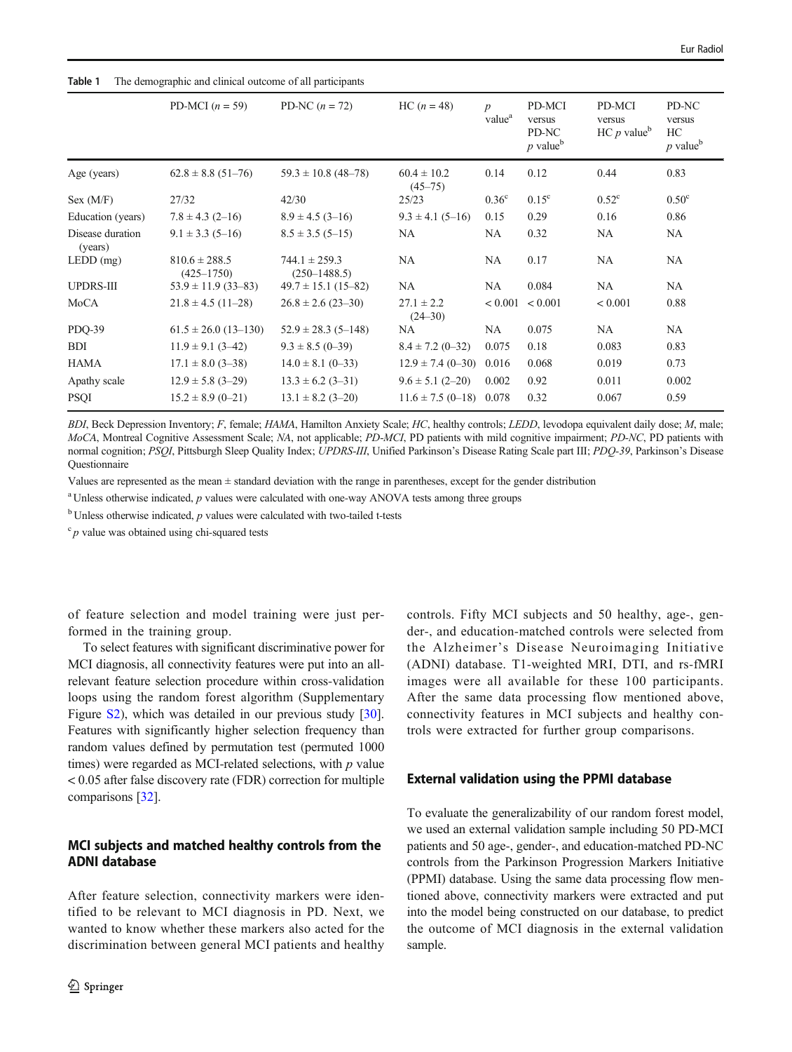**Table 1** The demographic and clinical outcome of all participants

| | PD-MCI ($n$ = 59) | PD-NC ($n$ = 72) | HC ($n$ = 48) | $p$ value[a] | PD-MCI versus PD-NC $p$ value[b] | PD-MCI versus HC $p$ value[b] | PD-NC versus HC $p$ value[b] |
|---|---|---|---|---|---|---|---|
| Age (years) | 62.8 ± 8.8 (51–76) | 59.3 ± 10.8 (48–78) | 60.4 ± 10.2 (45–75) | 0.14 | 0.12 | 0.44 | 0.83 |
| Sex (M/F) | 27/32 | 42/30 | 25/23 | 0.36[c] | 0.15[c] | 0.52[c] | 0.50[c] |
| Education (years) | 7.8 ± 4.3 (2–16) | 8.9 ± 4.5 (3–16) | 9.3 ± 4.1 (5–16) | 0.15 | 0.29 | 0.16 | 0.86 |
| Disease duration (years) | 9.1 ± 3.3 (5–16) | 8.5 ± 3.5 (5–15) | NA | NA | 0.32 | NA | NA |
| LEDD (mg) | 810.6 ± 288.5 (425–1750) | 744.1 ± 259.3 (250–1488.5) | NA | NA | 0.17 | NA | NA |
| UPDRS-III | 53.9 ± 11.9 (33–83) | 49.7 ± 15.1 (15–82) | NA | NA | 0.084 | NA | NA |
| MoCA | 21.8 ± 4.5 (11–28) | 26.8 ± 2.6 (23–30) | 27.1 ± 2.2 (24–30) | < 0.001 | < 0.001 | < 0.001 | 0.88 |
| PDQ-39 | 61.5 ± 26.0 (13–130) | 52.9 ± 28.3 (5–148) | NA | NA | 0.075 | NA | NA |
| BDI | 11.9 ± 9.1 (3–42) | 9.3 ± 8.5 (0–39) | 8.4 ± 7.2 (0–32) | 0.075 | 0.18 | 0.083 | 0.83 |
| HAMA | 17.1 ± 8.0 (3–38) | 14.0 ± 8.1 (0–33) | 12.9 ± 7.4 (0–30) | 0.016 | 0.068 | 0.019 | 0.73 |
| Apathy scale | 12.9 ± 5.8 (3–29) | 13.3 ± 6.2 (3–31) | 9.6 ± 5.1 (2–20) | 0.002 | 0.92 | 0.011 | 0.002 |
| PSQI | 15.2 ± 8.9 (0–21) | 13.1 ± 8.2 (3–20) | 11.6 ± 7.5 (0–18) | 0.078 | 0.32 | 0.067 | 0.59 |

*BDI*, Beck Depression Inventory; *F*, female; *HAMA*, Hamilton Anxiety Scale; *HC*, healthy controls; *LEDD*, levodopa equivalent daily dose; *M*, male; *MoCA*, Montreal Cognitive Assessment Scale; *NA*, not applicable; *PD-MCI*, PD patients with mild cognitive impairment; *PD-NC*, PD patients with normal cognition; *PSQI*, Pittsburgh Sleep Quality Index; *UPDRS-III*, Unified Parkinson's Disease Rating Scale part III; *PDQ-39*, Parkinson's Disease Questionnaire

Values are represented as the mean ± standard deviation with the range in parentheses, except for the gender distribution

[a] Unless otherwise indicated, $p$ values were calculated with one-way ANOVA tests among three groups

[b] Unless otherwise indicated, $p$ values were calculated with two-tailed t-tests

[c] $p$ value was obtained using chi-squared tests

of feature selection and model training were just performed in the training group.

To select features with significant discriminative power for MCI diagnosis, all connectivity features were put into an all-relevant feature selection procedure within cross-validation loops using the random forest algorithm (Supplementary Figure S2), which was detailed in our previous study [30]. Features with significantly higher selection frequency than random values defined by permutation test (permuted 1000 times) were regarded as MCI-related selections, with $p$ value < 0.05 after false discovery rate (FDR) correction for multiple comparisons [32].

## MCI subjects and matched healthy controls from the ADNI database

After feature selection, connectivity markers were identified to be relevant to MCI diagnosis in PD. Next, we wanted to know whether these markers also acted for the discrimination between general MCI patients and healthy controls. Fifty MCI subjects and 50 healthy, age-, gender-, and education-matched controls were selected from the Alzheimer's Disease Neuroimaging Initiative (ADNI) database. T1-weighted MRI, DTI, and rs-fMRI images were all available for these 100 participants. After the same data processing flow mentioned above, connectivity features in MCI subjects and healthy controls were extracted for further group comparisons.

## External validation using the PPMI database

To evaluate the generalizability of our random forest model, we used an external validation sample including 50 PD-MCI patients and 50 age-, gender-, and education-matched PD-NC controls from the Parkinson Progression Markers Initiative (PPMI) database. Using the same data processing flow mentioned above, connectivity markers were extracted and put into the model being constructed on our database, to predict the outcome of MCI diagnosis in the external validation sample.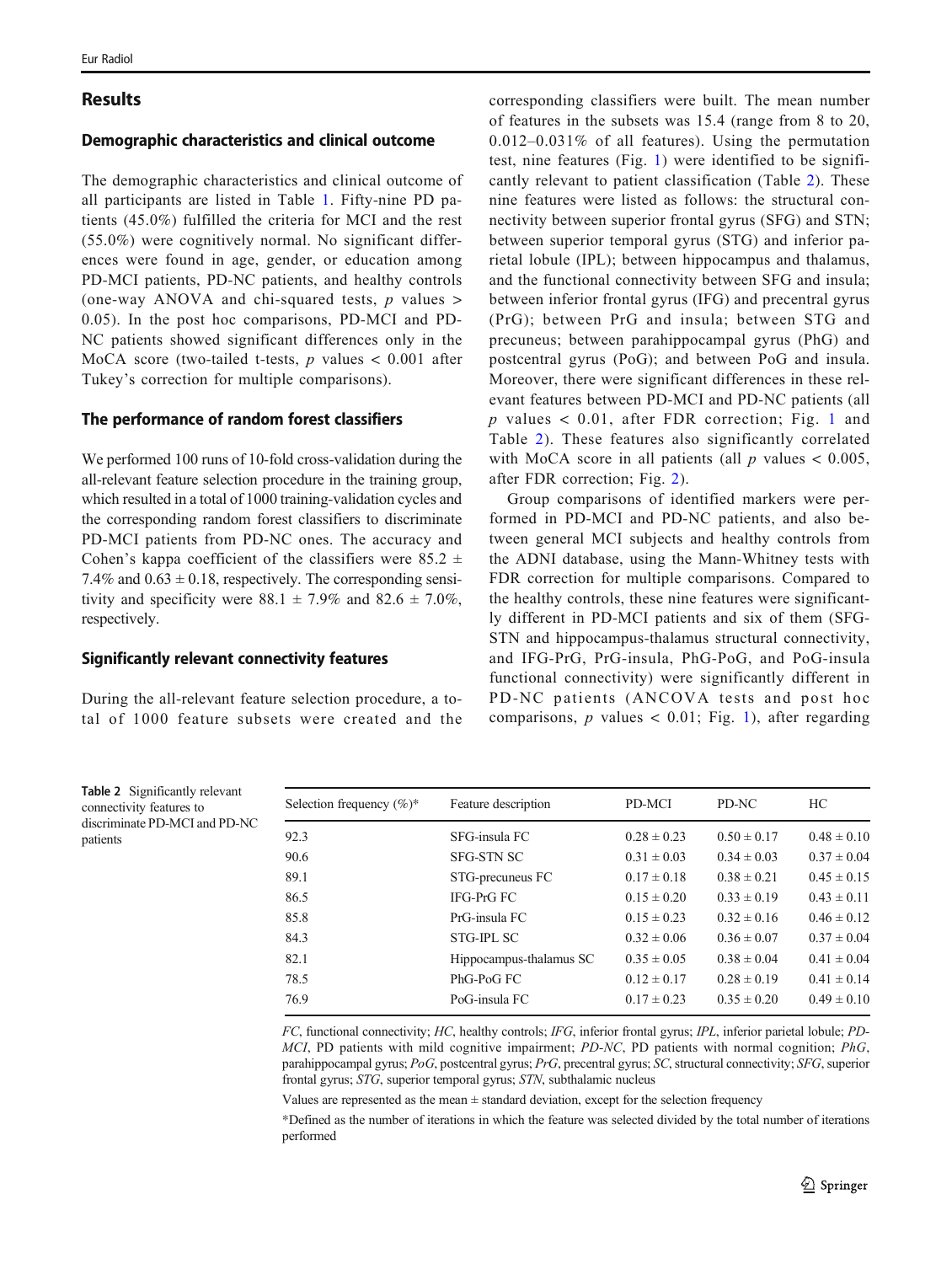## Results

### Demographic characteristics and clinical outcome

The demographic characteristics and clinical outcome of all participants are listed in Table 1. Fifty-nine PD patients (45.0%) fulfilled the criteria for MCI and the rest (55.0%) were cognitively normal. No significant differences were found in age, gender, or education among PD-MCI patients, PD-NC patients, and healthy controls (one-way ANOVA and chi-squared tests, $p$ values $> 0.05$). In the post hoc comparisons, PD-MCI and PD-NC patients showed significant differences only in the MoCA score (two-tailed t-tests, $p$ values $< 0.001$ after Tukey's correction for multiple comparisons).

### The performance of random forest classifiers

We performed 100 runs of 10-fold cross-validation during the all-relevant feature selection procedure in the training group, which resulted in a total of 1000 training-validation cycles and the corresponding random forest classifiers to discriminate PD-MCI patients from PD-NC ones. The accuracy and Cohen's kappa coefficient of the classifiers were $85.2 \pm 7.4\%$ and $0.63 \pm 0.18$, respectively. The corresponding sensitivity and specificity were $88.1 \pm 7.9\%$ and $82.6 \pm 7.0\%$, respectively.

### Significantly relevant connectivity features

During the all-relevant feature selection procedure, a total of 1000 feature subsets were created and the corresponding classifiers were built. The mean number of features in the subsets was 15.4 (range from 8 to 20, 0.012–0.031% of all features). Using the permutation test, nine features (Fig. 1) were identified to be significantly relevant to patient classification (Table 2). These nine features were listed as follows: the structural connectivity between superior frontal gyrus (SFG) and STN; between superior temporal gyrus (STG) and inferior parietal lobule (IPL); between hippocampus and thalamus, and the functional connectivity between SFG and insula; between inferior frontal gyrus (IFG) and precentral gyrus (PrG); between PrG and insula; between STG and precuneus; between parahippocampal gyrus (PhG) and postcentral gyrus (PoG); and between PoG and insula. Moreover, there were significant differences in these relevant features between PD-MCI and PD-NC patients (all $p$ values $< 0.01$, after FDR correction; Fig. 1 and Table 2). These features also significantly correlated with MoCA score in all patients (all $p$ values $< 0.005$, after FDR correction; Fig. 2).

Group comparisons of identified markers were performed in PD-MCI and PD-NC patients, and also between general MCI subjects and healthy controls from the ADNI database, using the Mann-Whitney tests with FDR correction for multiple comparisons. Compared to the healthy controls, these nine features were significantly different in PD-MCI patients and six of them (SFG-STN and hippocampus-thalamus structural connectivity, and IFG-PrG, PrG-insula, PhG-PoG, and PoG-insula functional connectivity) were significantly different in PD-NC patients (ANCOVA tests and post hoc comparisons, $p$ values $< 0.01$; Fig. 1), after regarding

**Table 2** Significantly relevant connectivity features to discriminate PD-MCI and PD-NC patients

| Selection frequency (%)* | Feature description | PD-MCI | PD-NC | HC |
|---|---|---|---|---|
| 92.3 | SFG-insula FC | $0.28 \pm 0.23$ | $0.50 \pm 0.17$ | $0.48 \pm 0.10$ |
| 90.6 | SFG-STN SC | $0.31 \pm 0.03$ | $0.34 \pm 0.03$ | $0.37 \pm 0.04$ |
| 89.1 | STG-precuneus FC | $0.17 \pm 0.18$ | $0.38 \pm 0.21$ | $0.45 \pm 0.15$ |
| 86.5 | IFG-PrG FC | $0.15 \pm 0.20$ | $0.33 \pm 0.19$ | $0.43 \pm 0.11$ |
| 85.8 | PrG-insula FC | $0.15 \pm 0.23$ | $0.32 \pm 0.16$ | $0.46 \pm 0.12$ |
| 84.3 | STG-IPL SC | $0.32 \pm 0.06$ | $0.36 \pm 0.07$ | $0.37 \pm 0.04$ |
| 82.1 | Hippocampus-thalamus SC | $0.35 \pm 0.05$ | $0.38 \pm 0.04$ | $0.41 \pm 0.04$ |
| 78.5 | PhG-PoG FC | $0.12 \pm 0.17$ | $0.28 \pm 0.19$ | $0.41 \pm 0.14$ |
| 76.9 | PoG-insula FC | $0.17 \pm 0.23$ | $0.35 \pm 0.20$ | $0.49 \pm 0.10$ |

*FC*, functional connectivity; *HC*, healthy controls; *IFG*, inferior frontal gyrus; *IPL*, inferior parietal lobule; *PD-MCI*, PD patients with mild cognitive impairment; *PD-NC*, PD patients with normal cognition; *PhG*, parahippocampal gyrus; *PoG*, postcentral gyrus; *PrG*, precentral gyrus; *SC*, structural connectivity; *SFG*, superior frontal gyrus; *STG*, superior temporal gyrus; *STN*, subthalamic nucleus

Values are represented as the mean ± standard deviation, except for the selection frequency

*Defined as the number of iterations in which the feature was selected divided by the total number of iterations performed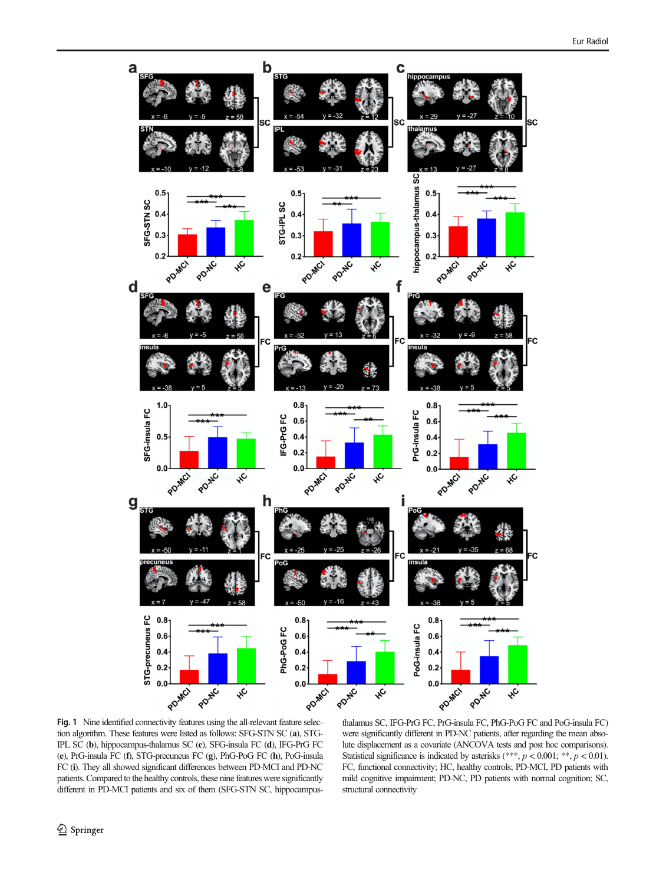**Fig. 1** Nine identified connectivity features using the all-relevant feature selection algorithm. These features were listed as follows: SFG-STN SC (**a**), STG-IPL SC (**b**), hippocampus-thalamus SC (**c**), SFG-insula FC (**d**), IFG-PrG FC (**e**), PrG-insula FC (**f**), STG-precuneus FC (**g**), PhG-PoG FC (**h**), PoG-insula FC (**i**). They all showed significant differences between PD-MCI and PD-NC patients. Compared to the healthy controls, these nine features were significantly different in PD-MCI patients and six of them (SFG-STN SC, hippocampus-thalamus SC, IFG-PrG FC, PrG-insula FC, PhG-PoG FC and PoG-insula FC) were significantly different in PD-NC patients, after regarding the mean absolute displacement as a covariate (ANCOVA tests and post hoc comparisons). Statistical significance is indicated by asterisks (***, $p < 0.001$; **, $p < 0.01$). FC, functional connectivity; HC, healthy controls; PD-MCI, PD patients with mild cognitive impairment; PD-NC, PD patients with normal cognition; SC, structural connectivity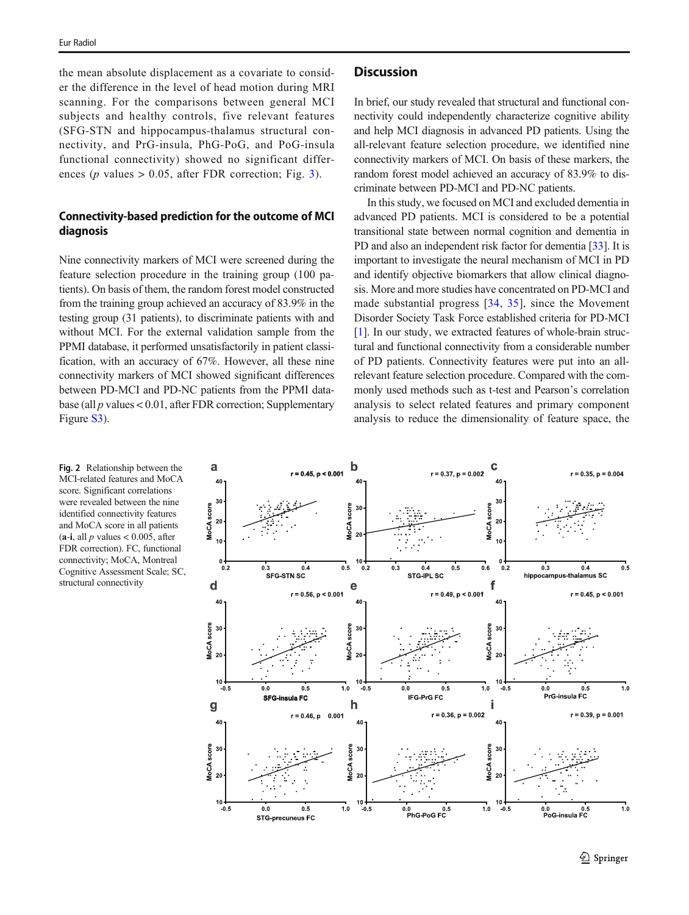the mean absolute displacement as a covariate to consider the difference in the level of head motion during MRI scanning. For the comparisons between general MCI subjects and healthy controls, five relevant features (SFG-STN and hippocampus-thalamus structural connectivity, and PrG-insula, PhG-PoG, and PoG-insula functional connectivity) showed no significant differences ($p$ values > 0.05, after FDR correction; Fig. 3).

### Connectivity-based prediction for the outcome of MCI diagnosis

Nine connectivity markers of MCI were screened during the feature selection procedure in the training group (100 patients). On basis of them, the random forest model constructed from the training group achieved an accuracy of 83.9% in the testing group (31 patients), to discriminate patients with and without MCI. For the external validation sample from the PPMI database, it performed unsatisfactorily in patient classification, with an accuracy of 67%. However, all these nine connectivity markers of MCI showed significant differences between PD-MCI and PD-NC patients from the PPMI database (all $p$ values < 0.01, after FDR correction; Supplementary Figure S3).

**Fig. 2** Relationship between the MCI-related features and MoCA score. Significant correlations were revealed between the nine identified connectivity features and MoCA score in all patients (**a**-**i**, all $p$ values < 0.005, after FDR correction). FC, functional connectivity; MoCA, Montreal Cognitive Assessment Scale; SC, structural connectivity

## Discussion

In brief, our study revealed that structural and functional connectivity could independently characterize cognitive ability and help MCI diagnosis in advanced PD patients. Using the all-relevant feature selection procedure, we identified nine connectivity markers of MCI. On basis of these markers, the random forest model achieved an accuracy of 83.9% to discriminate between PD-MCI and PD-NC patients.

In this study, we focused on MCI and excluded dementia in advanced PD patients. MCI is considered to be a potential transitional state between normal cognition and dementia in PD and also an independent risk factor for dementia [33]. It is important to investigate the neural mechanism of MCI in PD and identify objective biomarkers that allow clinical diagnosis. More and more studies have concentrated on PD-MCI and made substantial progress [34, 35], since the Movement Disorder Society Task Force established criteria for PD-MCI [1]. In our study, we extracted features of whole-brain structural and functional connectivity from a considerable number of PD patients. Connectivity features were put into an all-relevant feature selection procedure. Compared with the commonly used methods such as t-test and Pearson's correlation analysis to select related features and primary component analysis to reduce the dimensionality of feature space, the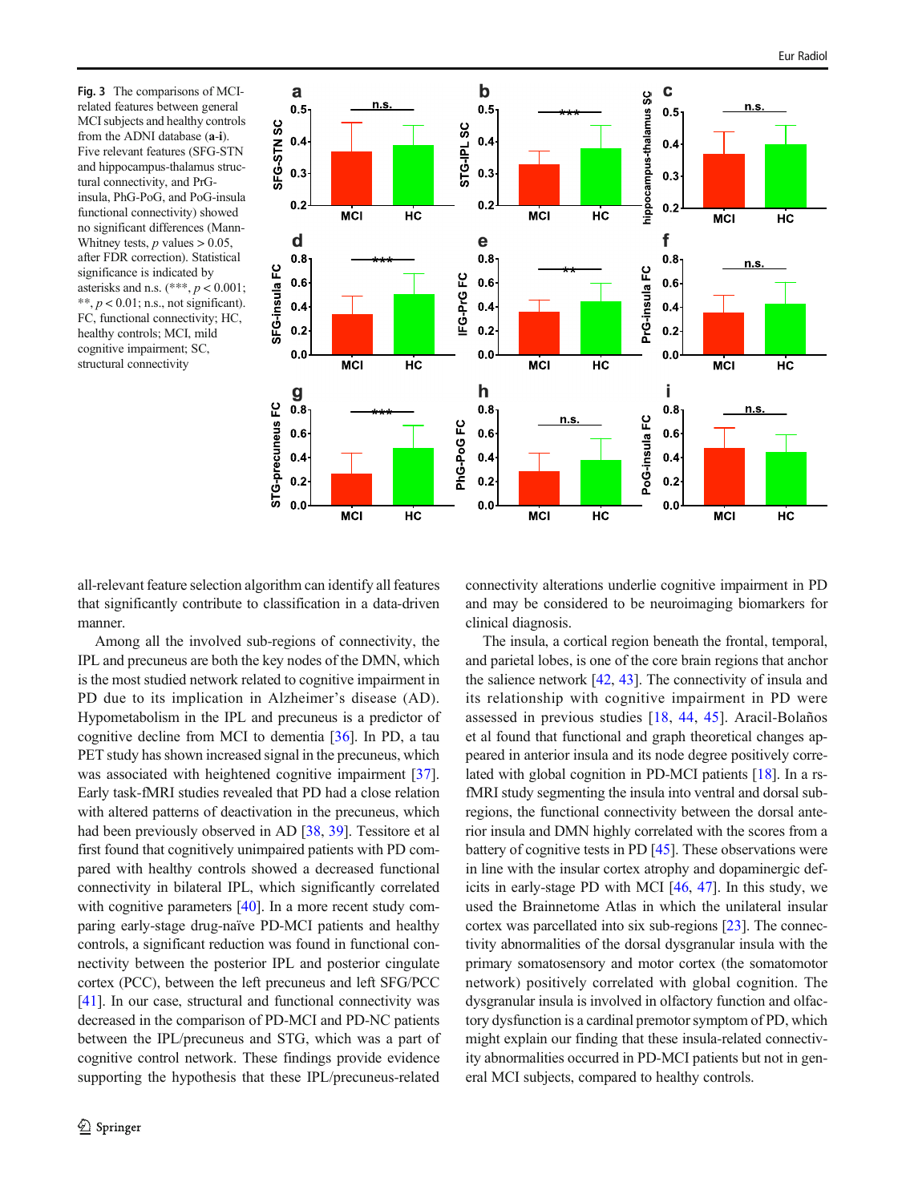**Fig. 3** The comparisons of MCI-related features between general MCI subjects and healthy controls from the ADNI database (**a**-**i**). Five relevant features (SFG-STN and hippocampus-thalamus structural connectivity, and PrG-insula, PhG-PoG, and PoG-insula functional connectivity) showed no significant differences (Mann-Whitney tests, $p$ values > 0.05, after FDR correction). Statistical significance is indicated by asterisks and n.s. (***, $p < 0.001$; **, $p < 0.01$; n.s., not significant). FC, functional connectivity; HC, healthy controls; MCI, mild cognitive impairment; SC, structural connectivity

all-relevant feature selection algorithm can identify all features that significantly contribute to classification in a data-driven manner.

Among all the involved sub-regions of connectivity, the IPL and precuneus are both the key nodes of the DMN, which is the most studied network related to cognitive impairment in PD due to its implication in Alzheimer's disease (AD). Hypometabolism in the IPL and precuneus is a predictor of cognitive decline from MCI to dementia [36]. In PD, a tau PET study has shown increased signal in the precuneus, which was associated with heightened cognitive impairment [37]. Early task-fMRI studies revealed that PD had a close relation with altered patterns of deactivation in the precuneus, which had been previously observed in AD [38, 39]. Tessitore et al first found that cognitively unimpaired patients with PD compared with healthy controls showed a decreased functional connectivity in bilateral IPL, which significantly correlated with cognitive parameters [40]. In a more recent study comparing early-stage drug-naïve PD-MCI patients and healthy controls, a significant reduction was found in functional connectivity between the posterior IPL and posterior cingulate cortex (PCC), between the left precuneus and left SFG/PCC [41]. In our case, structural and functional connectivity was decreased in the comparison of PD-MCI and PD-NC patients between the IPL/precuneus and STG, which was a part of cognitive control network. These findings provide evidence supporting the hypothesis that these IPL/precuneus-related connectivity alterations underlie cognitive impairment in PD and may be considered to be neuroimaging biomarkers for clinical diagnosis.

The insula, a cortical region beneath the frontal, temporal, and parietal lobes, is one of the core brain regions that anchor the salience network [42, 43]. The connectivity of insula and its relationship with cognitive impairment in PD were assessed in previous studies [18, 44, 45]. Aracil-Bolaños et al found that functional and graph theoretical changes appeared in anterior insula and its node degree positively correlated with global cognition in PD-MCI patients [18]. In a rs-fMRI study segmenting the insula into ventral and dorsal subregions, the functional connectivity between the dorsal anterior insula and DMN highly correlated with the scores from a battery of cognitive tests in PD [45]. These observations were in line with the insular cortex atrophy and dopaminergic deficits in early-stage PD with MCI [46, 47]. In this study, we used the Brainnetome Atlas in which the unilateral insular cortex was parcellated into six sub-regions [23]. The connectivity abnormalities of the dorsal dysgranular insula with the primary somatosensory and motor cortex (the somatomotor network) positively correlated with global cognition. The dysgranular insula is involved in olfactory function and olfactory dysfunction is a cardinal premotor symptom of PD, which might explain our finding that these insula-related connectivity abnormalities occurred in PD-MCI patients but not in general MCI subjects, compared to healthy controls.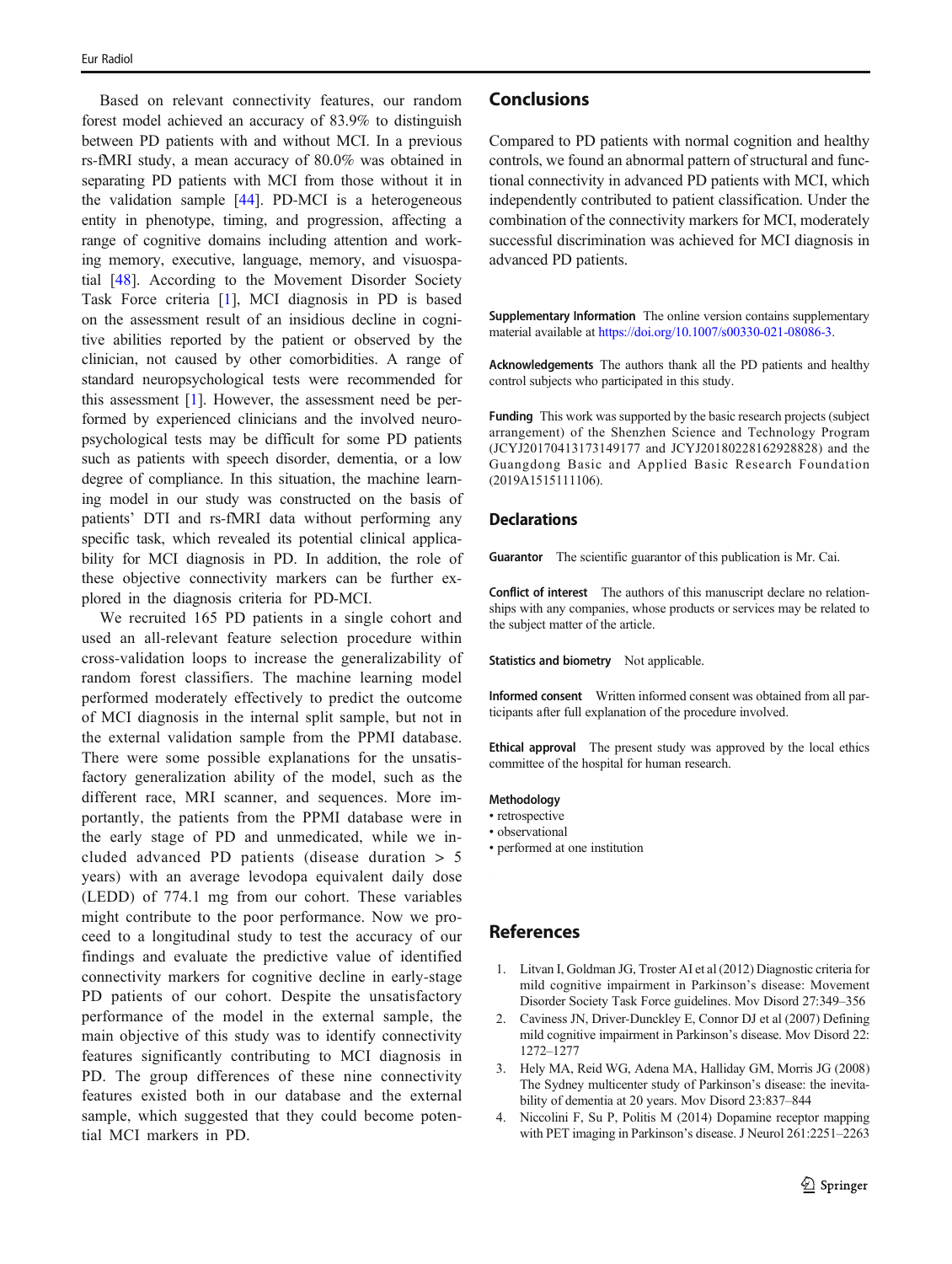Based on relevant connectivity features, our random forest model achieved an accuracy of 83.9% to distinguish between PD patients with and without MCI. In a previous rs-fMRI study, a mean accuracy of 80.0% was obtained in separating PD patients with MCI from those without it in the validation sample [44]. PD-MCI is a heterogeneous entity in phenotype, timing, and progression, affecting a range of cognitive domains including attention and working memory, executive, language, memory, and visuospatial [48]. According to the Movement Disorder Society Task Force criteria [1], MCI diagnosis in PD is based on the assessment result of an insidious decline in cognitive abilities reported by the patient or observed by the clinician, not caused by other comorbidities. A range of standard neuropsychological tests were recommended for this assessment [1]. However, the assessment need be performed by experienced clinicians and the involved neuropsychological tests may be difficult for some PD patients such as patients with speech disorder, dementia, or a low degree of compliance. In this situation, the machine learning model in our study was constructed on the basis of patients' DTI and rs-fMRI data without performing any specific task, which revealed its potential clinical applicability for MCI diagnosis in PD. In addition, the role of these objective connectivity markers can be further explored in the diagnosis criteria for PD-MCI.

We recruited 165 PD patients in a single cohort and used an all-relevant feature selection procedure within cross-validation loops to increase the generalizability of random forest classifiers. The machine learning model performed moderately effectively to predict the outcome of MCI diagnosis in the internal split sample, but not in the external validation sample from the PPMI database. There were some possible explanations for the unsatisfactory generalization ability of the model, such as the different race, MRI scanner, and sequences. More importantly, the patients from the PPMI database were in the early stage of PD and unmedicated, while we included advanced PD patients (disease duration > 5 years) with an average levodopa equivalent daily dose (LEDD) of 774.1 mg from our cohort. These variables might contribute to the poor performance. Now we proceed to a longitudinal study to test the accuracy of our findings and evaluate the predictive value of identified connectivity markers for cognitive decline in early-stage PD patients of our cohort. Despite the unsatisfactory performance of the model in the external sample, the main objective of this study was to identify connectivity features significantly contributing to MCI diagnosis in PD. The group differences of these nine connectivity features existed both in our database and the external sample, which suggested that they could become potential MCI markers in PD.

## Conclusions

Compared to PD patients with normal cognition and healthy controls, we found an abnormal pattern of structural and functional connectivity in advanced PD patients with MCI, which independently contributed to patient classification. Under the combination of the connectivity markers for MCI, moderately successful discrimination was achieved for MCI diagnosis in advanced PD patients.

**Supplementary Information** The online version contains supplementary material available at https://doi.org/10.1007/s00330-021-08086-3.

**Acknowledgements** The authors thank all the PD patients and healthy control subjects who participated in this study.

**Funding** This work was supported by the basic research projects (subject arrangement) of the Shenzhen Science and Technology Program (JCYJ20170413173149177 and JCYJ20180228162928828) and the Guangdong Basic and Applied Basic Research Foundation (2019A1515111106).

## Declarations

**Guarantor** The scientific guarantor of this publication is Mr. Cai.

**Conflict of interest** The authors of this manuscript declare no relationships with any companies, whose products or services may be related to the subject matter of the article.

**Statistics and biometry** Not applicable.

**Informed consent** Written informed consent was obtained from all participants after full explanation of the procedure involved.

**Ethical approval** The present study was approved by the local ethics committee of the hospital for human research.

**Methodology**
- retrospective
- observational
- performed at one institution

## References

1. Litvan I, Goldman JG, Troster AI et al (2012) Diagnostic criteria for mild cognitive impairment in Parkinson's disease: Movement Disorder Society Task Force guidelines. Mov Disord 27:349–356
2. Caviness JN, Driver-Dunckley E, Connor DJ et al (2007) Defining mild cognitive impairment in Parkinson's disease. Mov Disord 22: 1272–1277
3. Hely MA, Reid WG, Adena MA, Halliday GM, Morris JG (2008) The Sydney multicenter study of Parkinson's disease: the inevitability of dementia at 20 years. Mov Disord 23:837–844
4. Niccolini F, Su P, Politis M (2014) Dopamine receptor mapping with PET imaging in Parkinson's disease. J Neurol 261:2251–2263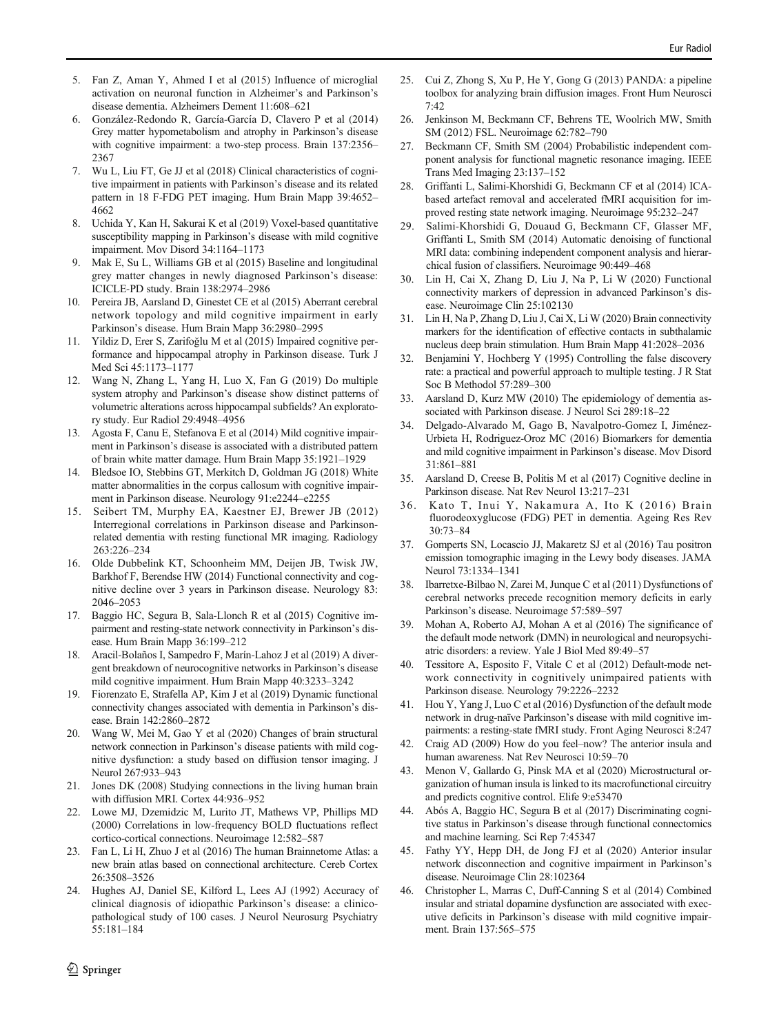5. Fan Z, Aman Y, Ahmed I et al (2015) Influence of microglial activation on neuronal function in Alzheimer's and Parkinson's disease dementia. Alzheimers Dement 11:608–621
6. González-Redondo R, García-García D, Clavero P et al (2014) Grey matter hypometabolism and atrophy in Parkinson's disease with cognitive impairment: a two-step process. Brain 137:2356–2367
7. Wu L, Liu FT, Ge JJ et al (2018) Clinical characteristics of cognitive impairment in patients with Parkinson's disease and its related pattern in 18 F-FDG PET imaging. Hum Brain Mapp 39:4652–4662
8. Uchida Y, Kan H, Sakurai K et al (2019) Voxel-based quantitative susceptibility mapping in Parkinson's disease with mild cognitive impairment. Mov Disord 34:1164–1173
9. Mak E, Su L, Williams GB et al (2015) Baseline and longitudinal grey matter changes in newly diagnosed Parkinson's disease: ICICLE-PD study. Brain 138:2974–2986
10. Pereira JB, Aarsland D, Ginestet CE et al (2015) Aberrant cerebral network topology and mild cognitive impairment in early Parkinson's disease. Hum Brain Mapp 36:2980–2995
11. Yildiz D, Erer S, Zarifoğlu M et al (2015) Impaired cognitive performance and hippocampal atrophy in Parkinson disease. Turk J Med Sci 45:1173–1177
12. Wang N, Zhang L, Yang H, Luo X, Fan G (2019) Do multiple system atrophy and Parkinson's disease show distinct patterns of volumetric alterations across hippocampal subfields? An exploratory study. Eur Radiol 29:4948–4956
13. Agosta F, Canu E, Stefanova E et al (2014) Mild cognitive impairment in Parkinson's disease is associated with a distributed pattern of brain white matter damage. Hum Brain Mapp 35:1921–1929
14. Bledsoe IO, Stebbins GT, Merkitch D, Goldman JG (2018) White matter abnormalities in the corpus callosum with cognitive impairment in Parkinson disease. Neurology 91:e2244–e2255
15. Seibert TM, Murphy EA, Kaestner EJ, Brewer JB (2012) Interregional correlations in Parkinson disease and Parkinson-related dementia with resting functional MR imaging. Radiology 263:226–234
16. Olde Dubbelink KT, Schoonheim MM, Deijen JB, Twisk JW, Barkhof F, Berendse HW (2014) Functional connectivity and cognitive decline over 3 years in Parkinson disease. Neurology 83:2046–2053
17. Baggio HC, Segura B, Sala-Llonch R et al (2015) Cognitive impairment and resting-state network connectivity in Parkinson's disease. Hum Brain Mapp 36:199–212
18. Aracil-Bolaños I, Sampedro F, Marín-Lahoz J et al (2019) A divergent breakdown of neurocognitive networks in Parkinson's disease mild cognitive impairment. Hum Brain Mapp 40:3233–3242
19. Fiorenzato E, Strafella AP, Kim J et al (2019) Dynamic functional connectivity changes associated with dementia in Parkinson's disease. Brain 142:2860–2872
20. Wang W, Mei M, Gao Y et al (2020) Changes of brain structural network connection in Parkinson's disease patients with mild cognitive dysfunction: a study based on diffusion tensor imaging. J Neurol 267:933–943
21. Jones DK (2008) Studying connections in the living human brain with diffusion MRI. Cortex 44:936–952
22. Lowe MJ, Dzemidzic M, Lurito JT, Mathews VP, Phillips MD (2000) Correlations in low-frequency BOLD fluctuations reflect cortico-cortical connections. Neuroimage 12:582–587
23. Fan L, Li H, Zhuo J et al (2016) The human Brainnetome Atlas: a new brain atlas based on connectional architecture. Cereb Cortex 26:3508–3526
24. Hughes AJ, Daniel SE, Kilford L, Lees AJ (1992) Accuracy of clinical diagnosis of idiopathic Parkinson's disease: a clinico-pathological study of 100 cases. J Neurol Neurosurg Psychiatry 55:181–184
25. Cui Z, Zhong S, Xu P, He Y, Gong G (2013) PANDA: a pipeline toolbox for analyzing brain diffusion images. Front Hum Neurosci 7:42
26. Jenkinson M, Beckmann CF, Behrens TE, Woolrich MW, Smith SM (2012) FSL. Neuroimage 62:782–790
27. Beckmann CF, Smith SM (2004) Probabilistic independent component analysis for functional magnetic resonance imaging. IEEE Trans Med Imaging 23:137–152
28. Griffanti L, Salimi-Khorshidi G, Beckmann CF et al (2014) ICA-based artefact removal and accelerated fMRI acquisition for improved resting state network imaging. Neuroimage 95:232–247
29. Salimi-Khorshidi G, Douaud G, Beckmann CF, Glasser MF, Griffanti L, Smith SM (2014) Automatic denoising of functional MRI data: combining independent component analysis and hierarchical fusion of classifiers. Neuroimage 90:449–468
30. Lin H, Cai X, Zhang D, Liu J, Na P, Li W (2020) Functional connectivity markers of depression in advanced Parkinson's disease. Neuroimage Clin 25:102130
31. Lin H, Na P, Zhang D, Liu J, Cai X, Li W (2020) Brain connectivity markers for the identification of effective contacts in subthalamic nucleus deep brain stimulation. Hum Brain Mapp 41:2028–2036
32. Benjamini Y, Hochberg Y (1995) Controlling the false discovery rate: a practical and powerful approach to multiple testing. J R Stat Soc B Methodol 57:289–300
33. Aarsland D, Kurz MW (2010) The epidemiology of dementia associated with Parkinson disease. J Neurol Sci 289:18–22
34. Delgado-Alvarado M, Gago B, Navalpotro-Gomez I, Jiménez-Urbieta H, Rodriguez-Oroz MC (2016) Biomarkers for dementia and mild cognitive impairment in Parkinson's disease. Mov Disord 31:861–881
35. Aarsland D, Creese B, Politis M et al (2017) Cognitive decline in Parkinson disease. Nat Rev Neurol 13:217–231
36. Kato T, Inui Y, Nakamura A, Ito K (2016) Brain fluorodeoxyglucose (FDG) PET in dementia. Ageing Res Rev 30:73–84
37. Gomperts SN, Locascio JJ, Makaretz SJ et al (2016) Tau positron emission tomographic imaging in the Lewy body diseases. JAMA Neurol 73:1334–1341
38. Ibarretxe-Bilbao N, Zarei M, Junque C et al (2011) Dysfunctions of cerebral networks precede recognition memory deficits in early Parkinson's disease. Neuroimage 57:589–597
39. Mohan A, Roberto AJ, Mohan A et al (2016) The significance of the default mode network (DMN) in neurological and neuropsychiatric disorders: a review. Yale J Biol Med 89:49–57
40. Tessitore A, Esposito F, Vitale C et al (2012) Default-mode network connectivity in cognitively unimpaired patients with Parkinson disease. Neurology 79:2226–2232
41. Hou Y, Yang J, Luo C et al (2016) Dysfunction of the default mode network in drug-naïve Parkinson's disease with mild cognitive impairments: a resting-state fMRI study. Front Aging Neurosci 8:247
42. Craig AD (2009) How do you feel–now? The anterior insula and human awareness. Nat Rev Neurosci 10:59–70
43. Menon V, Gallardo G, Pinsk MA et al (2020) Microstructural organization of human insula is linked to its macrofunctional circuitry and predicts cognitive control. Elife 9:e53470
44. Abós A, Baggio HC, Segura B et al (2017) Discriminating cognitive status in Parkinson's disease through functional connectomics and machine learning. Sci Rep 7:45347
45. Fathy YY, Hepp DH, de Jong FJ et al (2020) Anterior insular network disconnection and cognitive impairment in Parkinson's disease. Neuroimage Clin 28:102364
46. Christopher L, Marras C, Duff-Canning S et al (2014) Combined insular and striatal dopamine dysfunction are associated with executive deficits in Parkinson's disease with mild cognitive impairment. Brain 137:565–575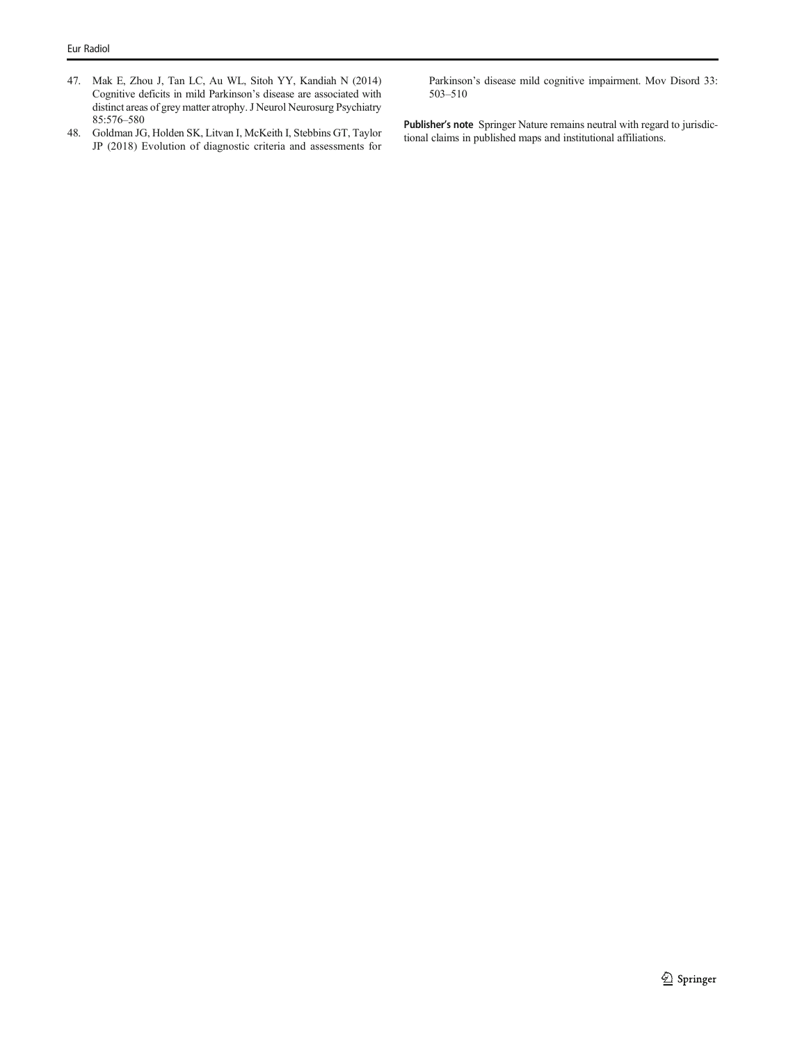47. Mak E, Zhou J, Tan LC, Au WL, Sitoh YY, Kandiah N (2014) Cognitive deficits in mild Parkinson's disease are associated with distinct areas of grey matter atrophy. J Neurol Neurosurg Psychiatry 85:576–580
48. Goldman JG, Holden SK, Litvan I, McKeith I, Stebbins GT, Taylor JP (2018) Evolution of diagnostic criteria and assessments for Parkinson's disease mild cognitive impairment. Mov Disord 33: 503–510

**Publisher's note** Springer Nature remains neutral with regard to jurisdictional claims in published maps and institutional affiliations.